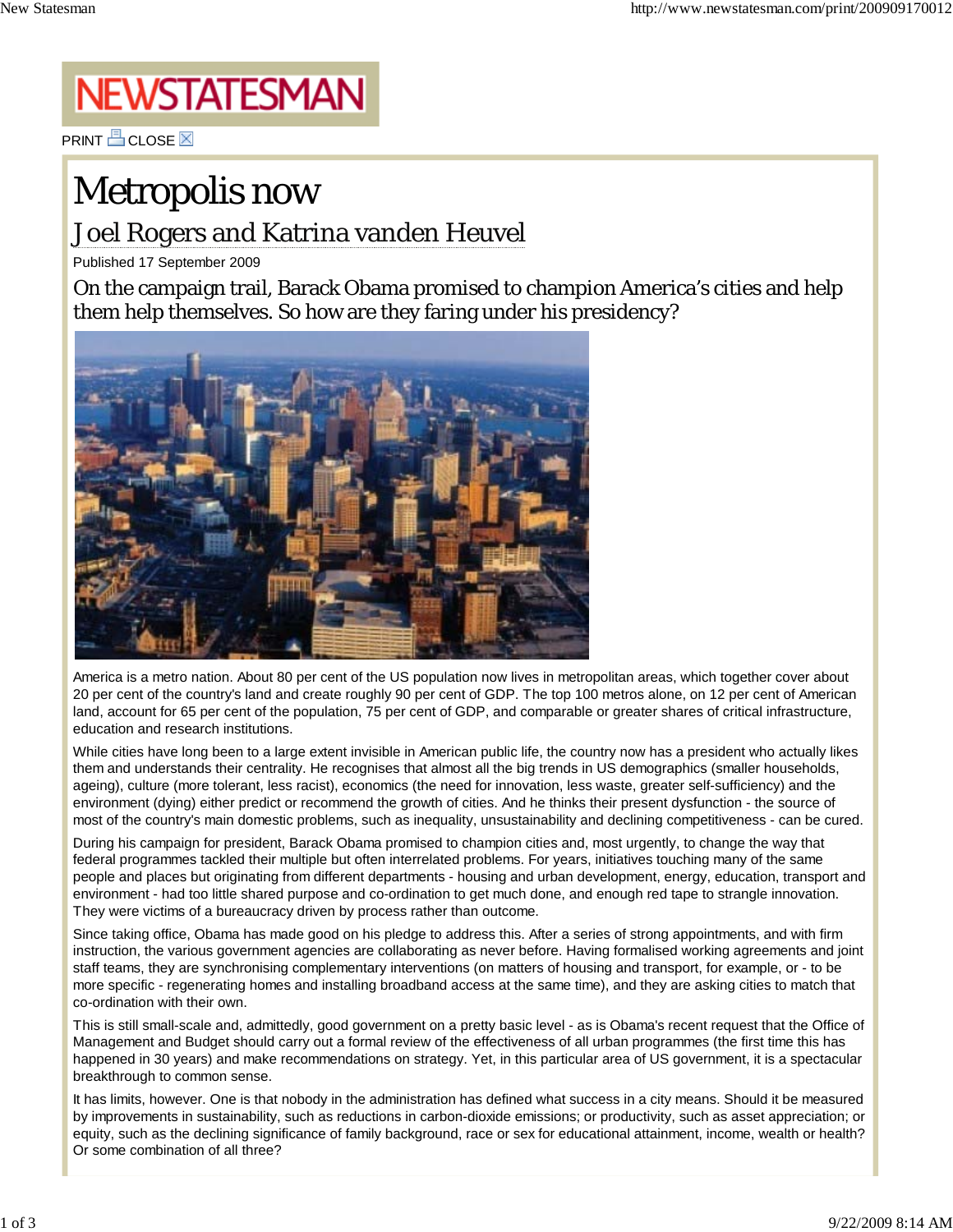# Metropolis now

## Joel Rogers and Katrina vanden Heuvel

Published 17 September 2009

### On the campaign trail, Barack Obama promised to champion America's cities and help them help themselves. So how are they faring under his presidency?

America is a metro nation. About 80 per cent of the US population now lives in metropolitan areas, which together cover about 20 per cent of the country's land and create roughly 90 per cent of GDP. The top 100 metros alone, on 12 per cent of American land, account for 65 per cent of the population, 75 per cent of GDP, and comparable or greater shares of critical infrastructure, education and research institutions.

While cities have long been to a large extent invisible in American public life, the country now has a president who actually likes them and understands their centrality. He recognises that almost all the big trends in US demographics (smaller households, ageing), culture (more tolerant, less racist), economics (the need for innovation, less waste, greater self-sufficiency) and the environment (dying) either predict or recommend the growth of cities. And he thinks their present dysfunction - the source of most of the country's main domestic problems, such as inequality, unsustainability and declining competitiveness - can be cured.

During his campaign for president, Barack Obama promised to champion cities and, most urgently, to change the way that federal programmes tackled their multiple but often interrelated problems. For years, initiatives touching many of the same people and places but originating from different departments - housing and urban development, energy, education, transport and environment - had too little shared purpose and co-ordination to get much done, and enough red tape to strangle innovation. They were victims of a bureaucracy driven by process rather than outcome.

Since taking office, Obama has made good on his pledge to address this. After a series of strong appointments, and with firm instruction, the various government agencies are collaborating as never before. Having formalised working agreements and joint staff teams, they are synchronising complementary interventions (on matters of housing and transport, for example, or - to be more specific - regenerating homes and installing broadband access at the same time), and they are asking cities to match that co-ordination with their own.

This is still small-scale and, admittedly, good government on a pretty basic level - as is Obama's recent request that the Office of Management and Budget should carry out a formal review of the effectiveness of all urban programmes (the first time this has happened in 30 years) and make recommendations on strategy. Yet, in this particular area of US government, it is a spectacular breakthrough to common sense.

It has limits, however. One is that nobody in the administration has defined what success in a city means. Should it be measured by improvements in sustainability, such as reductions in carbon-dioxide emissions; or productivity, such as asset appreciation; or equity, such as the declining significance of family background, race or sex for educational attainment, income, wealth or health? Or some combination of all three?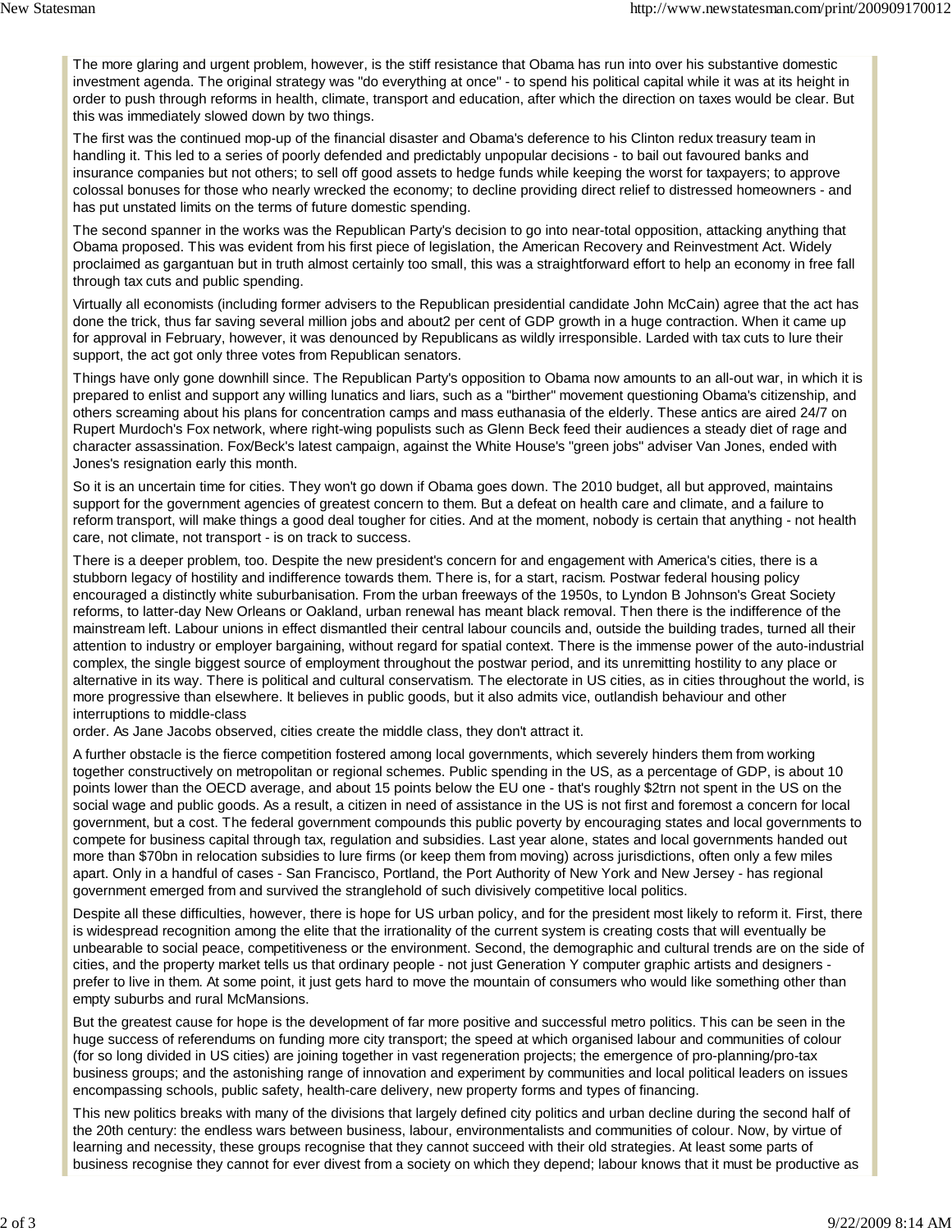The more glaring and urgent problem, however, is the stiff resistance that Obama has run into over his substantive domestic investment agenda. The original strategy was "do everything at once" - to spend his political capital while it was at its height in order to push through reforms in health, climate, transport and education, after which the direction on taxes would be clear. But this was immediately slowed down by two things.

The first was the continued mop-up of the financial disaster and Obama's deference to his Clinton redux treasury team in handling it. This led to a series of poorly defended and predictably unpopular decisions - to bail out favoured banks and insurance companies but not others; to sell off good assets to hedge funds while keeping the worst for taxpayers; to approve colossal bonuses for those who nearly wrecked the economy; to decline providing direct relief to distressed homeowners - and has put unstated limits on the terms of future domestic spending.

The second spanner in the works was the Republican Party's decision to go into near-total opposition, attacking anything that Obama proposed. This was evident from his first piece of legislation, the American Recovery and Reinvestment Act. Widely proclaimed as gargantuan but in truth almost certainly too small, this was a straightforward effort to help an economy in free fall through tax cuts and public spending.

Virtually all economists (including former advisers to the Republican presidential candidate John McCain) agree that the act has done the trick, thus far saving several million jobs and about2 per cent of GDP growth in a huge contraction. When it came up for approval in February, however, it was denounced by Republicans as wildly irresponsible. Larded with tax cuts to lure their support, the act got only three votes from Republican senators.

Things have only gone downhill since. The Republican Party's opposition to Obama now amounts to an all-out war, in which it is prepared to enlist and support any willing lunatics and liars, such as a "birther" movement questioning Obama's citizenship, and others screaming about his plans for concentration camps and mass euthanasia of the elderly. These antics are aired 24/7 on Rupert Murdoch's Fox network, where right-wing populists such as Glenn Beck feed their audiences a steady diet of rage and character assassination. Fox/Beck's latest campaign, against the White House's "green jobs" adviser Van Jones, ended with Jones's resignation early this month.

So it is an uncertain time for cities. They won't go down if Obama goes down. The 2010 budget, all but approved, maintains support for the government agencies of greatest concern to them. But a defeat on health care and climate, and a failure to reform transport, will make things a good deal tougher for cities. And at the moment, nobody is certain that anything - not health care, not climate, not transport - is on track to success.

There is a deeper problem, too. Despite the new president's concern for and engagement with America's cities, there is a stubborn legacy of hostility and indifference towards them. There is, for a start, racism. Postwar federal housing policy encouraged a distinctly white suburbanisation. From the urban freeways of the 1950s, to Lyndon B Johnson's Great Society reforms, to latter-day New Orleans or Oakland, urban renewal has meant black removal. Then there is the indifference of the mainstream left. Labour unions in effect dismantled their central labour councils and, outside the building trades, turned all their attention to industry or employer bargaining, without regard for spatial context. There is the immense power of the auto-industrial complex, the single biggest source of employment throughout the postwar period, and its unremitting hostility to any place or alternative in its way. There is political and cultural conservatism. The electorate in US cities, as in cities throughout the world, is more progressive than elsewhere. It believes in public goods, but it also admits vice, outlandish behaviour and other interruptions to middle-class order. As Jane Jacobs observed, cities create the middle class, they don't attract it.

A further obstacle is the fierce competition fostered among local governments, which severely hinders them from working together constructively on metropolitan or regional schemes. Public spending in the US, as a percentage of GDP, is about 10 points lower than the OECD average, and about 15 points below the EU one - that's roughly $2trn not spent in the US on the social wage and public goods. As a result, a citizen in need of assistance in the US is not first and foremost a concern for local government, but a cost. The federal government compounds this public poverty by encouraging states and local governments to compete for business capital through tax, regulation and subsidies. Last year alone, states and local governments handed out more than $70bn in relocation subsidies to lure firms (or keep them from moving) across jurisdictions, often only a few miles apart. Only in a handful of cases - San Francisco, Portland, the Port Authority of New York and New Jersey - has regional government emerged from and survived the stranglehold of such divisively competitive local politics.

Despite all these difficulties, however, there is hope for US urban policy, and for the president most likely to reform it. First, there is widespread recognition among the elite that the irrationality of the current system is creating costs that will eventually be unbearable to social peace, competitiveness or the environment. Second, the demographic and cultural trends are on the side of cities, and the property market tells us that ordinary people - not just Generation Y computer graphic artists and designers - prefer to live in them. At some point, it just gets hard to move the mountain of consumers who would like something other than empty suburbs and rural McMansions.

But the greatest cause for hope is the development of far more positive and successful metro politics. This can be seen in the huge success of referendums on funding more city transport; the speed at which organised labour and communities of colour (for so long divided in US cities) are joining together in vast regeneration projects; the emergence of pro-planning/pro-tax business groups; and the astonishing range of innovation and experiment by communities and local political leaders on issues encompassing schools, public safety, health-care delivery, new property forms and types of financing.

This new politics breaks with many of the divisions that largely defined city politics and urban decline during the second half of the 20th century: the endless wars between business, labour, environmentalists and communities of colour. Now, by virtue of learning and necessity, these groups recognise that they cannot succeed with their old strategies. At least some parts of business recognise they cannot for ever divest from a society on which they depend; labour knows that it must be productive as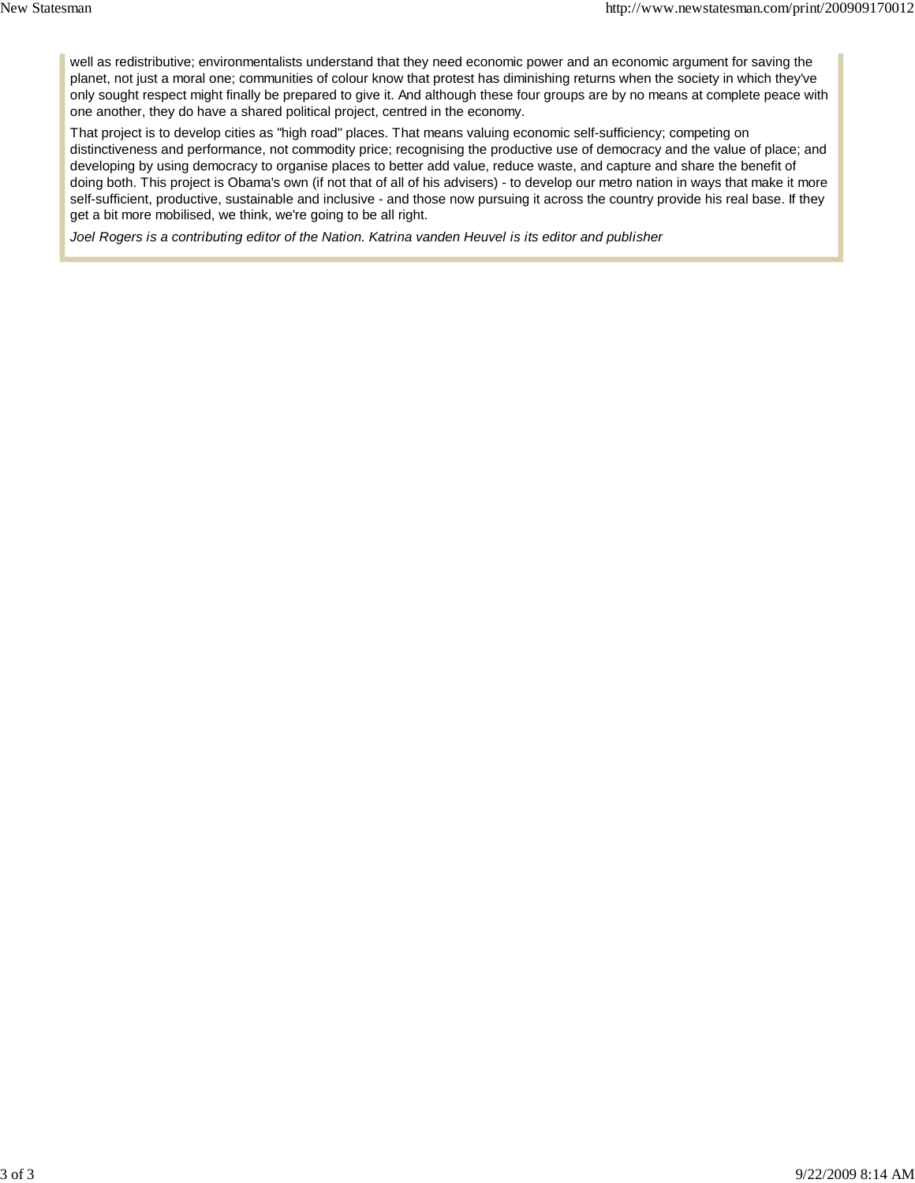well as redistributive; environmentalists understand that they need economic power and an economic argument for saving the planet, not just a moral one; communities of colour know that protest has diminishing returns when the society in which they've only sought respect might finally be prepared to give it. And although these four groups are by no means at complete peace with one another, they do have a shared political project, centred in the economy.

That project is to develop cities as "high road" places. That means valuing economic self-sufficiency; competing on distinctiveness and performance, not commodity price; recognising the productive use of democracy and the value of place; and developing by using democracy to organise places to better add value, reduce waste, and capture and share the benefit of doing both. This project is Obama's own (if not that of all of his advisers) - to develop our metro nation in ways that make it more self-sufficient, productive, sustainable and inclusive - and those now pursuing it across the country provide his real base. If they get a bit more mobilised, we think, we're going to be all right.

*Joel Rogers is a contributing editor of the Nation. Katrina vanden Heuvel is its editor and publisher*